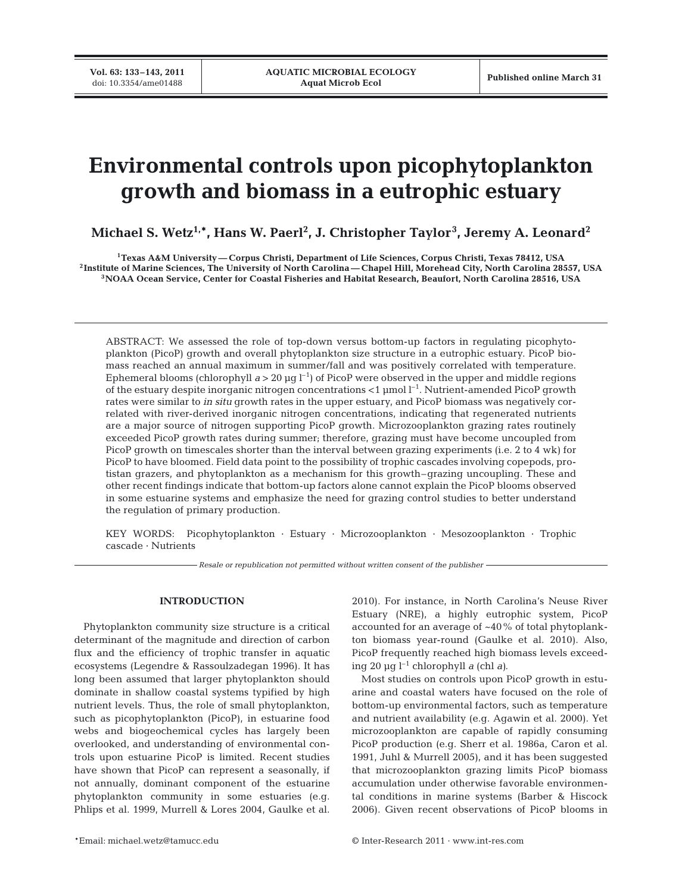# Environmental controls upon picophytoplankton growth and biomass in a eutrophic estuary

**Michael S. Wetz[1,*], Hans W. Paerl[2], J. Christopher Taylor[3], Jeremy A. Leonard[2]**

[1]Texas A&M University — Corpus Christi, Department of Life Sciences, Corpus Christi, Texas 78412, USA
[2]Institute of Marine Sciences, The University of North Carolina — Chapel Hill, Morehead City, North Carolina 28557, USA
[3]NOAA Ocean Service, Center for Coastal Fisheries and Habitat Research, Beaufort, North Carolina 28516, USA

ABSTRACT: We assessed the role of top-down versus bottom-up factors in regulating picophytoplankton (PicoP) growth and overall phytoplankton size structure in a eutrophic estuary. PicoP biomass reached an annual maximum in summer/fall and was positively correlated with temperature. Ephemeral blooms (chlorophyll *a* > 20 µg $l^{-1}$) of PicoP were observed in the upper and middle regions of the estuary despite inorganic nitrogen concentrations <1 µmol $l^{-1}$. Nutrient-amended PicoP growth rates were similar to *in situ* growth rates in the upper estuary, and PicoP biomass was negatively correlated with river-derived inorganic nitrogen concentrations, indicating that regenerated nutrients are a major source of nitrogen supporting PicoP growth. Microzooplankton grazing rates routinely exceeded PicoP growth rates during summer; therefore, grazing must have become uncoupled from PicoP growth on timescales shorter than the interval between grazing experiments (i.e. 2 to 4 wk) for PicoP to have bloomed. Field data point to the possibility of trophic cascades involving copepods, protistan grazers, and phytoplankton as a mechanism for this growth–grazing uncoupling. These and other recent findings indicate that bottom-up factors alone cannot explain the PicoP blooms observed in some estuarine systems and emphasize the need for grazing control studies to better understand the regulation of primary production.

KEY WORDS: Picophytoplankton · Estuary · Microzooplankton · Mesozooplankton · Trophic cascade · Nutrients

*Resale or republication not permitted without written consent of the publisher*

## INTRODUCTION

Phytoplankton community size structure is a critical determinant of the magnitude and direction of carbon flux and the efficiency of trophic transfer in aquatic ecosystems (Legendre & Rassoulzadegan 1996). It has long been assumed that larger phytoplankton should dominate in shallow coastal systems typified by high nutrient levels. Thus, the role of small phytoplankton, such as picophytoplankton (PicoP), in estuarine food webs and biogeochemical cycles has largely been overlooked, and understanding of environmental controls upon estuarine PicoP is limited. Recent studies have shown that PicoP can represent a seasonally, if not annually, dominant component of the estuarine phytoplankton community in some estuaries (e.g. Phlips et al. 1999, Murrell & Lores 2004, Gaulke et al. 2010). For instance, in North Carolina's Neuse River Estuary (NRE), a highly eutrophic system, PicoP accounted for an average of ~40% of total phytoplankton biomass year-round (Gaulke et al. 2010). Also, PicoP frequently reached high biomass levels exceeding 20 µg $l^{-1}$ chlorophyll *a* (chl *a*).

Most studies on controls upon PicoP growth in estuarine and coastal waters have focused on the role of bottom-up environmental factors, such as temperature and nutrient availability (e.g. Agawin et al. 2000). Yet microzooplankton are capable of rapidly consuming PicoP production (e.g. Sherr et al. 1986a, Caron et al. 1991, Juhl & Murrell 2005), and it has been suggested that microzooplankton grazing limits PicoP biomass accumulation under otherwise favorable environmental conditions in marine systems (Barber & Hiscock 2006). Given recent observations of PicoP blooms in

*Email: michael.wetz@tamucc.edu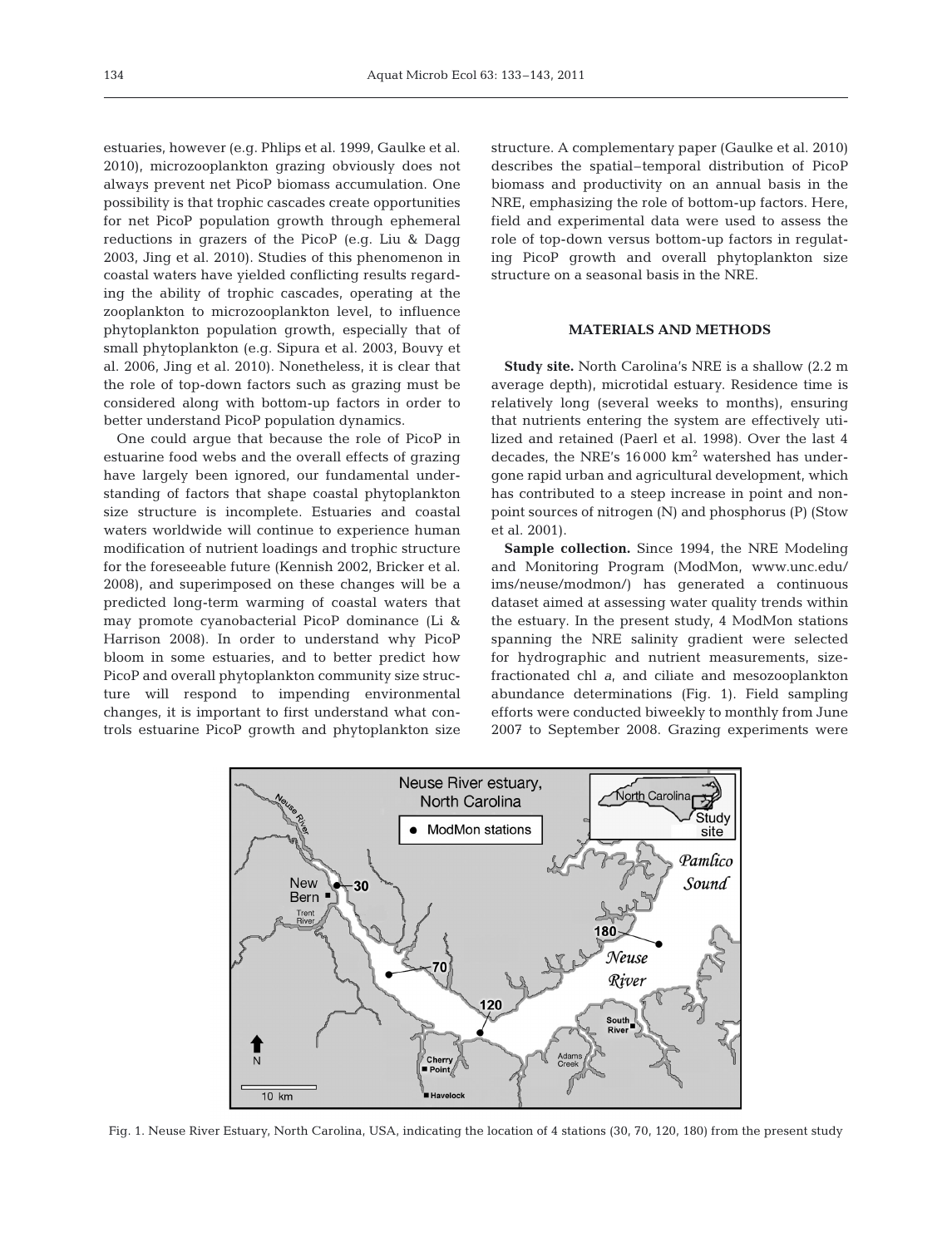estuaries, however (e.g. Phlips et al. 1999, Gaulke et al. 2010), microzooplankton grazing obviously does not always prevent net PicoP biomass accumulation. One possibility is that trophic cascades create opportunities for net PicoP population growth through ephemeral reductions in grazers of the PicoP (e.g. Liu & Dagg 2003, Jing et al. 2010). Studies of this phenomenon in coastal waters have yielded conflicting results regarding the ability of trophic cascades, operating at the zooplankton to microzooplankton level, to influence phytoplankton population growth, especially that of small phytoplankton (e.g. Sipura et al. 2003, Bouvy et al. 2006, Jing et al. 2010). Nonetheless, it is clear that the role of top-down factors such as grazing must be considered along with bottom-up factors in order to better understand PicoP population dynamics.

One could argue that because the role of PicoP in estuarine food webs and the overall effects of grazing have largely been ignored, our fundamental understanding of factors that shape coastal phytoplankton size structure is incomplete. Estuaries and coastal waters worldwide will continue to experience human modification of nutrient loadings and trophic structure for the foreseeable future (Kennish 2002, Bricker et al. 2008), and superimposed on these changes will be a predicted long-term warming of coastal waters that may promote cyanobacterial PicoP dominance (Li & Harrison 2008). In order to understand why PicoP bloom in some estuaries, and to better predict how PicoP and overall phytoplankton community size structure will respond to impending environmental changes, it is important to first understand what controls estuarine PicoP growth and phytoplankton size structure. A complementary paper (Gaulke et al. 2010) describes the spatial–temporal distribution of PicoP biomass and productivity on an annual basis in the NRE, emphasizing the role of bottom-up factors. Here, field and experimental data were used to assess the role of top-down versus bottom-up factors in regulating PicoP growth and overall phytoplankton size structure on a seasonal basis in the NRE.

## MATERIALS AND METHODS

**Study site.** North Carolina's NRE is a shallow (2.2 m average depth), microtidal estuary. Residence time is relatively long (several weeks to months), ensuring that nutrients entering the system are effectively utilized and retained (Paerl et al. 1998). Over the last 4 decades, the NRE's 16 000 $km^2$ watershed has undergone rapid urban and agricultural development, which has contributed to a steep increase in point and nonpoint sources of nitrogen (N) and phosphorus (P) (Stow et al. 2001).

**Sample collection.** Since 1994, the NRE Modeling and Monitoring Program (ModMon, www.unc.edu/ims/neuse/modmon/) has generated a continuous dataset aimed at assessing water quality trends within the estuary. In the present study, 4 ModMon stations spanning the NRE salinity gradient were selected for hydrographic and nutrient measurements, size-fractionated chl *a*, and ciliate and mesozooplankton abundance determinations (Fig. 1). Field sampling efforts were conducted biweekly to monthly from June 2007 to September 2008. Grazing experiments were

Fig. 1. Neuse River Estuary, North Carolina, USA, indicating the location of 4 stations (30, 70, 120, 180) from the present study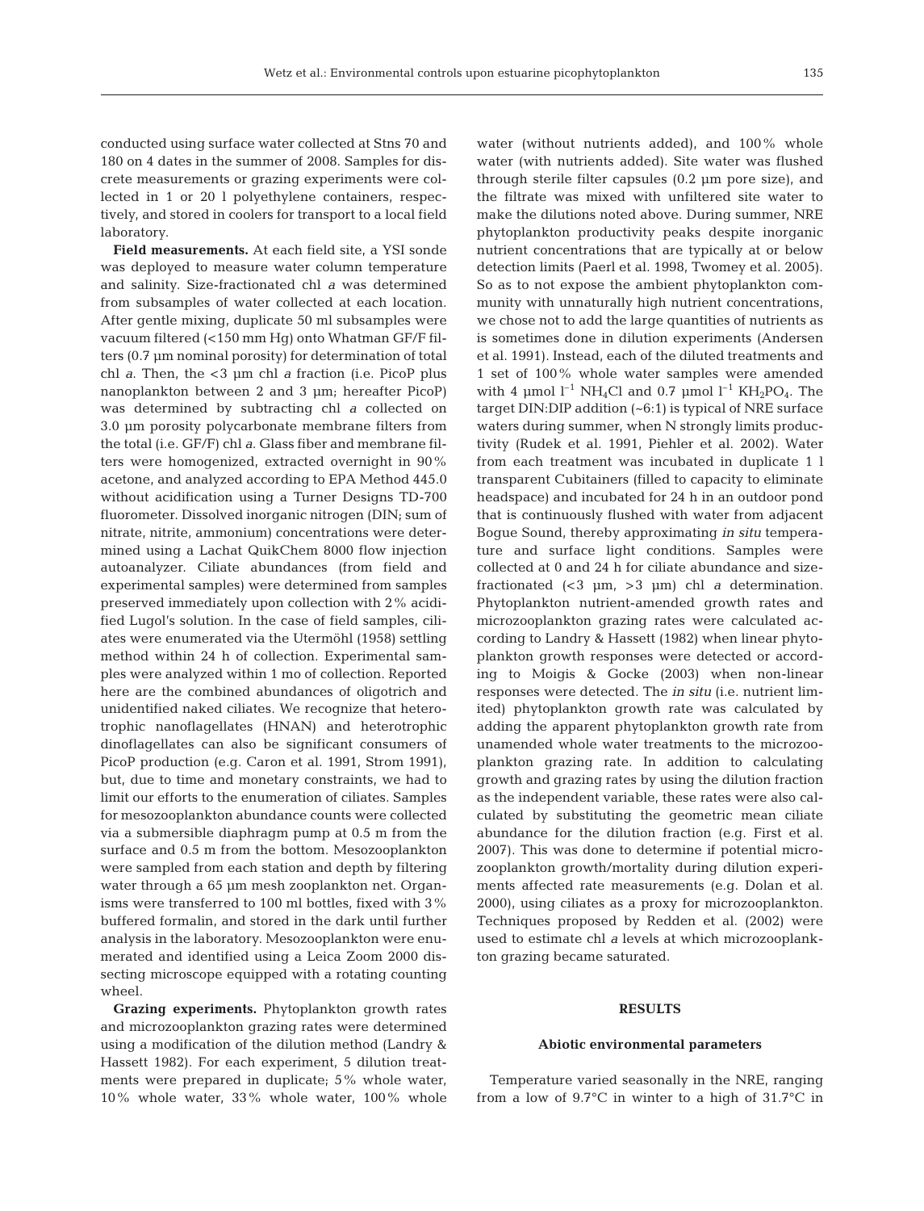conducted using surface water collected at Stns 70 and 180 on 4 dates in the summer of 2008. Samples for discrete measurements or grazing experiments were collected in 1 or 20 l polyethylene containers, respectively, and stored in coolers for transport to a local field laboratory.

**Field measurements.** At each field site, a YSI sonde was deployed to measure water column temperature and salinity. Size-fractionated chl *a* was determined from subsamples of water collected at each location. After gentle mixing, duplicate 50 ml subsamples were vacuum filtered (<150 mm Hg) onto Whatman GF/F filters (0.7 µm nominal porosity) for determination of total chl *a*. Then, the <3 µm chl *a* fraction (i.e. PicoP plus nanoplankton between 2 and 3 µm; hereafter PicoP) was determined by subtracting chl *a* collected on 3.0 µm porosity polycarbonate membrane filters from the total (i.e. GF/F) chl *a*. Glass fiber and membrane filters were homogenized, extracted overnight in 90% acetone, and analyzed according to EPA Method 445.0 without acidification using a Turner Designs TD-700 fluorometer. Dissolved inorganic nitrogen (DIN; sum of nitrate, nitrite, ammonium) concentrations were determined using a Lachat QuikChem 8000 flow injection autoanalyzer. Ciliate abundances (from field and experimental samples) were determined from samples preserved immediately upon collection with 2% acidified Lugol's solution. In the case of field samples, ciliates were enumerated via the Utermöhl (1958) settling method within 24 h of collection. Experimental samples were analyzed within 1 mo of collection. Reported here are the combined abundances of oligotrich and unidentified naked ciliates. We recognize that heterotrophic nanoflagellates (HNAN) and heterotrophic dinoflagellates can also be significant consumers of PicoP production (e.g. Caron et al. 1991, Strom 1991), but, due to time and monetary constraints, we had to limit our efforts to the enumeration of ciliates. Samples for mesozooplankton abundance counts were collected via a submersible diaphragm pump at 0.5 m from the surface and 0.5 m from the bottom. Mesozooplankton were sampled from each station and depth by filtering water through a 65 µm mesh zooplankton net. Organisms were transferred to 100 ml bottles, fixed with 3% buffered formalin, and stored in the dark until further analysis in the laboratory. Mesozooplankton were enumerated and identified using a Leica Zoom 2000 dissecting microscope equipped with a rotating counting wheel.

**Grazing experiments.** Phytoplankton growth rates and microzooplankton grazing rates were determined using a modification of the dilution method (Landry & Hassett 1982). For each experiment, 5 dilution treatments were prepared in duplicate; 5% whole water, 10% whole water, 33% whole water, 100% whole water (without nutrients added), and 100% whole water (with nutrients added). Site water was flushed through sterile filter capsules (0.2 µm pore size), and the filtrate was mixed with unfiltered site water to make the dilutions noted above. During summer, NRE phytoplankton productivity peaks despite inorganic nutrient concentrations that are typically at or below detection limits (Paerl et al. 1998, Twomey et al. 2005). So as to not expose the ambient phytoplankton community with unnaturally high nutrient concentrations, we chose not to add the large quantities of nutrients as is sometimes done in dilution experiments (Andersen et al. 1991). Instead, each of the diluted treatments and 1 set of 100% whole water samples were amended with 4 µmol $l^{-1}$ $NH_4Cl$ and 0.7 µmol $l^{-1}$ $KH_2PO_4$. The target DIN:DIP addition (~6:1) is typical of NRE surface waters during summer, when N strongly limits productivity (Rudek et al. 1991, Piehler et al. 2002). Water from each treatment was incubated in duplicate 1 l transparent Cubitainers (filled to capacity to eliminate headspace) and incubated for 24 h in an outdoor pond that is continuously flushed with water from adjacent Bogue Sound, thereby approximating *in situ* temperature and surface light conditions. Samples were collected at 0 and 24 h for ciliate abundance and size-fractionated (<3 µm, >3 µm) chl *a* determination. Phytoplankton nutrient-amended growth rates and microzooplankton grazing rates were calculated according to Landry & Hassett (1982) when linear phytoplankton growth responses were detected or according to Moigis & Gocke (2003) when non-linear responses were detected. The *in situ* (i.e. nutrient limited) phytoplankton growth rate was calculated by adding the apparent phytoplankton growth rate from unamended whole water treatments to the microzooplankton grazing rate. In addition to calculating growth and grazing rates by using the dilution fraction as the independent variable, these rates were also calculated by substituting the geometric mean ciliate abundance for the dilution fraction (e.g. First et al. 2007). This was done to determine if potential microzooplankton growth/mortality during dilution experiments affected rate measurements (e.g. Dolan et al. 2000), using ciliates as a proxy for microzooplankton. Techniques proposed by Redden et al. (2002) were used to estimate chl *a* levels at which microzooplankton grazing became saturated.

## RESULTS

### Abiotic environmental parameters

Temperature varied seasonally in the NRE, ranging from a low of 9.7°C in winter to a high of 31.7°C in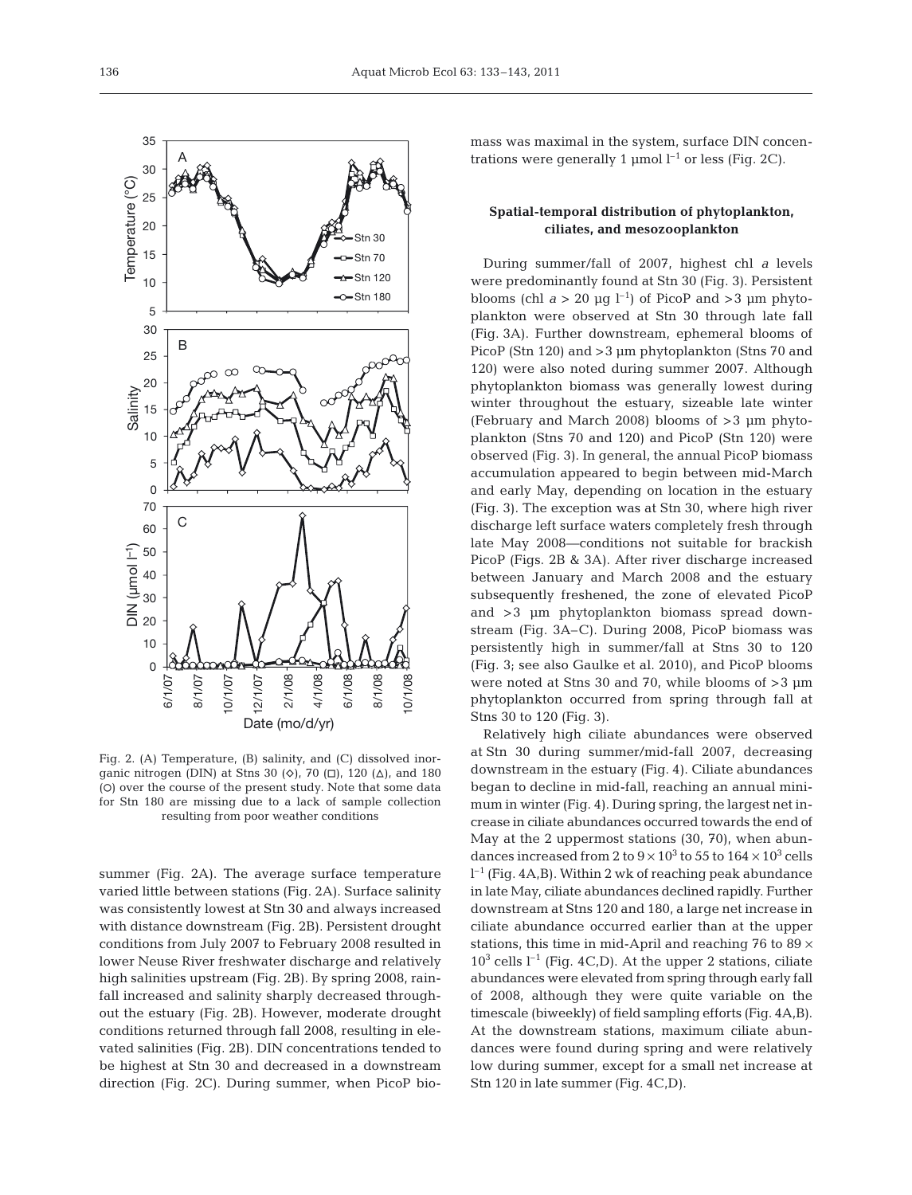Fig. 2. (A) Temperature, (B) salinity, and (C) dissolved inorganic nitrogen (DIN) at Stns 30 (◇), 70 (□), 120 (△), and 180 (○) over the course of the present study. Note that some data for Stn 180 are missing due to a lack of sample collection resulting from poor weather conditions

summer (Fig. 2A). The average surface temperature varied little between stations (Fig. 2A). Surface salinity was consistently lowest at Stn 30 and always increased with distance downstream (Fig. 2B). Persistent drought conditions from July 2007 to February 2008 resulted in lower Neuse River freshwater discharge and relatively high salinities upstream (Fig. 2B). By spring 2008, rainfall increased and salinity sharply decreased throughout the estuary (Fig. 2B). However, moderate drought conditions returned through fall 2008, resulting in elevated salinities (Fig. 2B). DIN concentrations tended to be highest at Stn 30 and decreased in a downstream direction (Fig. 2C). During summer, when PicoP biomass was maximal in the system, surface DIN concentrations were generally 1 µmol $l^{-1}$ or less (Fig. 2C).

### Spatial-temporal distribution of phytoplankton, ciliates, and mesozooplankton

During summer/fall of 2007, highest chl *a* levels were predominantly found at Stn 30 (Fig. 3). Persistent blooms (chl *a* > 20 µg $l^{-1}$) of PicoP and >3 µm phytoplankton were observed at Stn 30 through late fall (Fig. 3A). Further downstream, ephemeral blooms of PicoP (Stn 120) and >3 µm phytoplankton (Stns 70 and 120) were also noted during summer 2007. Although phytoplankton biomass was generally lowest during winter throughout the estuary, sizeable late winter (February and March 2008) blooms of >3 µm phytoplankton (Stns 70 and 120) and PicoP (Stn 120) were observed (Fig. 3). In general, the annual PicoP biomass accumulation appeared to begin between mid-March and early May, depending on location in the estuary (Fig. 3). The exception was at Stn 30, where high river discharge left surface waters completely fresh through late May 2008—conditions not suitable for brackish PicoP (Figs. 2B & 3A). After river discharge increased between January and March 2008 and the estuary subsequently freshened, the zone of elevated PicoP and >3 µm phytoplankton biomass spread downstream (Fig. 3A–C). During 2008, PicoP biomass was persistently high in summer/fall at Stns 30 to 120 (Fig. 3; see also Gaulke et al. 2010), and PicoP blooms were noted at Stns 30 and 70, while blooms of >3 µm phytoplankton occurred from spring through fall at Stns 30 to 120 (Fig. 3).

Relatively high ciliate abundances were observed at Stn 30 during summer/mid-fall 2007, decreasing downstream in the estuary (Fig. 4). Ciliate abundances began to decline in mid-fall, reaching an annual minimum in winter (Fig. 4). During spring, the largest net increase in ciliate abundances occurred towards the end of May at the 2 uppermost stations (30, 70), when abundances increased from 2 to $9 \times 10^3$ to 55 to $164 \times 10^3$ cells $l^{-1}$ (Fig. 4A,B). Within 2 wk of reaching peak abundance in late May, ciliate abundances declined rapidly. Further downstream at Stns 120 and 180, a large net increase in ciliate abundance occurred earlier than at the upper stations, this time in mid-April and reaching 76 to $89 \times 10^3$ cells $l^{-1}$ (Fig. 4C,D). At the upper 2 stations, ciliate abundances were elevated from spring through early fall of 2008, although they were quite variable on the timescale (biweekly) of field sampling efforts (Fig. 4A,B). At the downstream stations, maximum ciliate abundances were found during spring and were relatively low during summer, except for a small net increase at Stn 120 in late summer (Fig. 4C,D).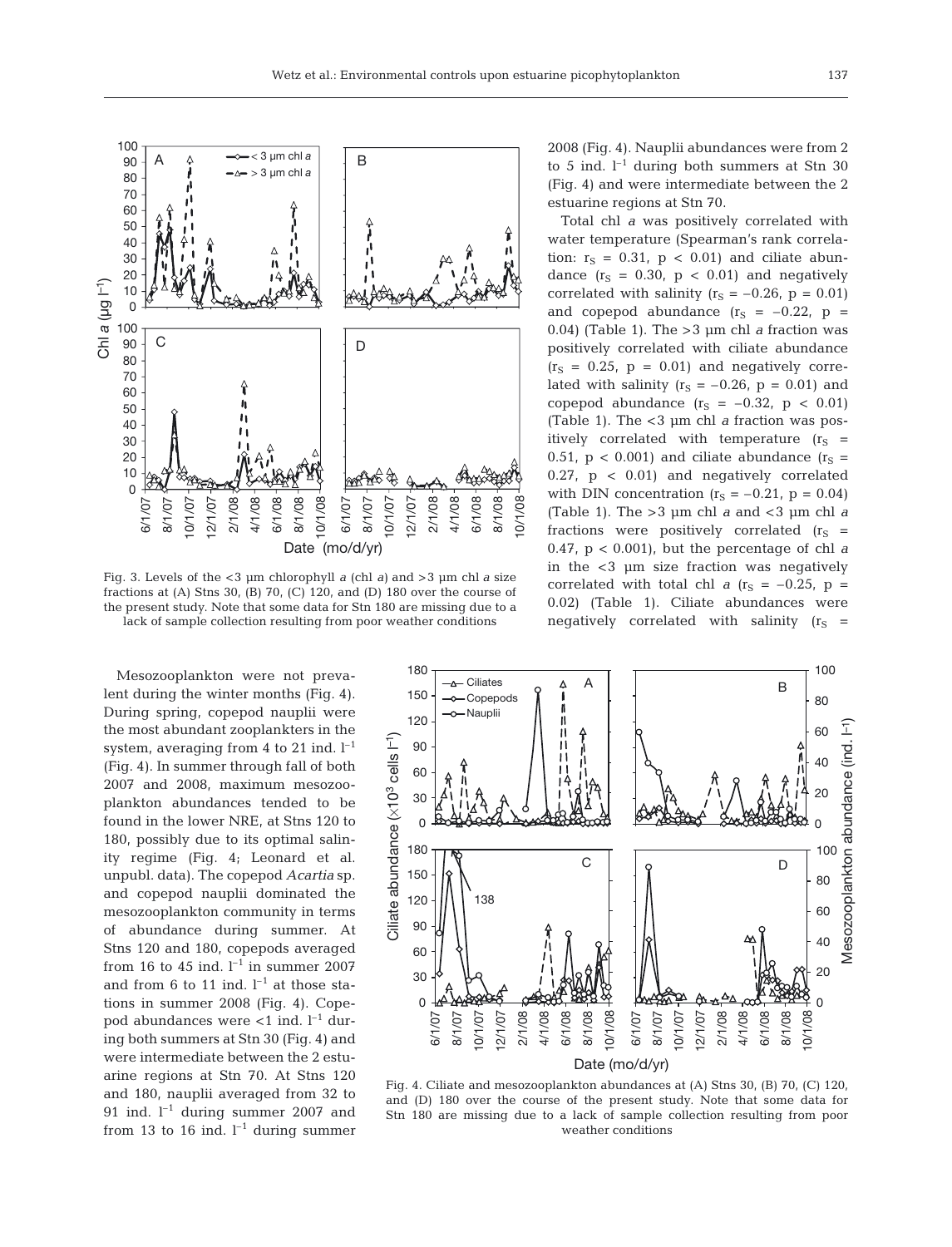Fig. 3. Levels of the <3 µm chlorophyll *a* (chl *a*) and >3 µm chl *a* size fractions at (A) Stns 30, (B) 70, (C) 120, and (D) 180 over the course of the present study. Note that some data for Stn 180 are missing due to a lack of sample collection resulting from poor weather conditions

2008 (Fig. 4). Nauplii abundances were from 2 to 5 ind. $l^{-1}$ during both summers at Stn 30 (Fig. 4) and were intermediate between the 2 estuarine regions at Stn 70.

Total chl *a* was positively correlated with water temperature (Spearman's rank correlation: $r_S = 0.31$, $p < 0.01$) and ciliate abundance ($r_S = 0.30$, $p < 0.01$) and negatively correlated with salinity ($r_S = -0.26$, $p = 0.01$) and copepod abundance ($r_S = -0.22$, $p = 0.04$) (Table 1). The >3 µm chl *a* fraction was positively correlated with ciliate abundance ($r_S = 0.25$, $p = 0.01$) and negatively correlated with salinity ($r_S = -0.26$, $p = 0.01$) and copepod abundance ($r_S = -0.32$, $p < 0.01$) (Table 1). The <3 µm chl *a* fraction was positively correlated with temperature ($r_S = 0.51$, $p < 0.001$) and ciliate abundance ($r_S = 0.27$, $p < 0.01$) and negatively correlated with DIN concentration ($r_S = -0.21$, $p = 0.04$) (Table 1). The >3 µm chl *a* and <3 µm chl *a* fractions were positively correlated ($r_S = 0.47$, $p < 0.001$), but the percentage of chl *a* in the <3 µm size fraction was negatively correlated with total chl *a* ($r_S = -0.25$, $p = 0.02$) (Table 1). Ciliate abundances were negatively correlated with salinity ($r_S =$

Mesozooplankton were not prevalent during the winter months (Fig. 4). During spring, copepod nauplii were the most abundant zooplankters in the system, averaging from 4 to 21 ind. $l^{-1}$ (Fig. 4). In summer through fall of both 2007 and 2008, maximum mesozooplankton abundances tended to be found in the lower NRE, at Stns 120 to 180, possibly due to its optimal salinity regime (Fig. 4; Leonard et al. unpubl. data). The copepod *Acartia* sp. and copepod nauplii dominated the mesozooplankton community in terms of abundance during summer. At Stns 120 and 180, copepods averaged from 16 to 45 ind. $l^{-1}$ in summer 2007 and from 6 to 11 ind. $l^{-1}$ at those stations in summer 2008 (Fig. 4). Copepod abundances were <1 ind. $l^{-1}$ during both summers at Stn 30 (Fig. 4) and were intermediate between the 2 estuarine regions at Stn 70. At Stns 120 and 180, nauplii averaged from 32 to 91 ind. $l^{-1}$ during summer 2007 and from 13 to 16 ind. $l^{-1}$ during summer

Fig. 4. Ciliate and mesozooplankton abundances at (A) Stns 30, (B) 70, (C) 120, and (D) 180 over the course of the present study. Note that some data for Stn 180 are missing due to a lack of sample collection resulting from poor weather conditions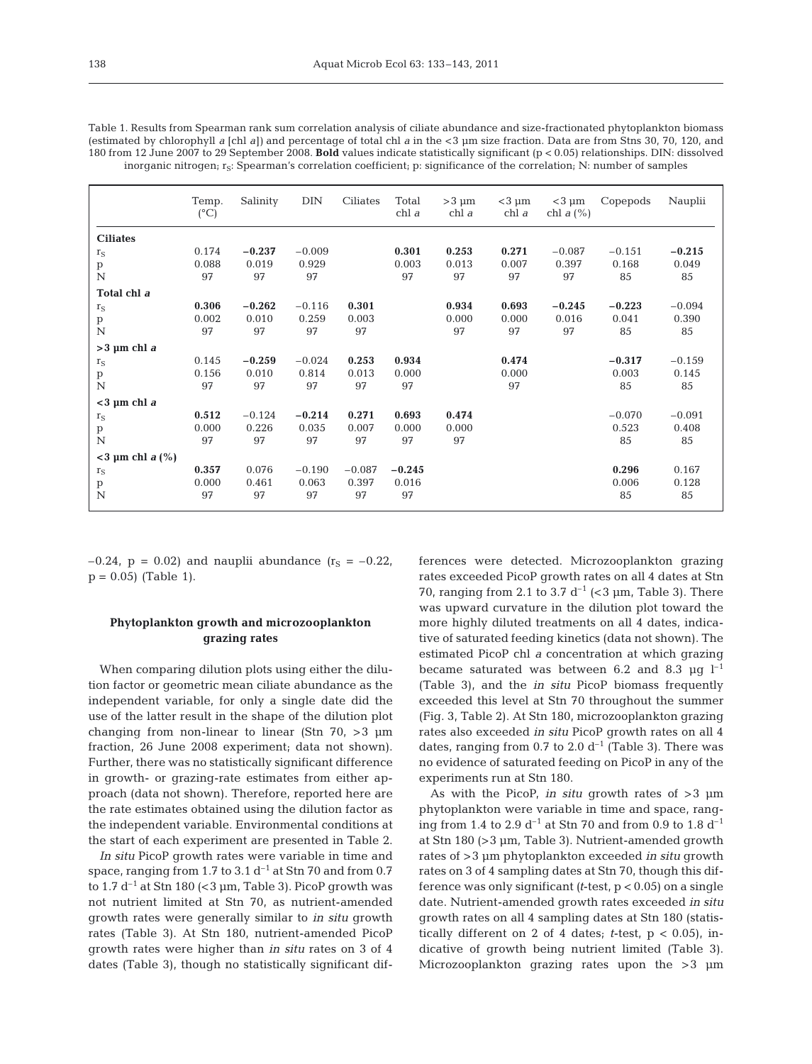Table 1. Results from Spearman rank sum correlation analysis of ciliate abundance and size-fractionated phytoplankton biomass (estimated by chlorophyll *a* [chl *a*]) and percentage of total chl *a* in the <3 µm size fraction. Data are from Stns 30, 70, 120, and 180 from 12 June 2007 to 29 September 2008. **Bold** values indicate statistically significant ($p < 0.05$) relationships. DIN: dissolved inorganic nitrogen; $r_S$: Spearman's correlation coefficient; p: significance of the correlation; N: number of samples

| | Temp. (°C) | Salinity | DIN | Ciliates | Total chl *a* | >3 µm chl *a* | <3 µm chl *a* | <3 µm chl *a* (%) | Copepods | Nauplii |
|---|---|---|---|---|---|---|---|---|---|---|
| **Ciliates** | | | | | | | | | | |
| $r_S$ | 0.174 | **−0.237** | −0.009 | | **0.301** | **0.253** | **0.271** | −0.087 | −0.151 | **−0.215** |
| p | 0.088 | 0.019 | 0.929 | | 0.003 | 0.013 | 0.007 | 0.397 | 0.168 | 0.049 |
| N | 97 | 97 | 97 | | 97 | 97 | 97 | 97 | 85 | 85 |
| **Total chl *a*** | | | | | | | | | | |
| $r_S$ | **0.306** | **−0.262** | −0.116 | **0.301** | | **0.934** | **0.693** | **−0.245** | **−0.223** | −0.094 |
| p | 0.002 | 0.010 | 0.259 | 0.003 | | 0.000 | 0.000 | 0.016 | 0.041 | 0.390 |
| N | 97 | 97 | 97 | 97 | | 97 | 97 | 97 | 85 | 85 |
| **>3 µm chl *a*** | | | | | | | | | | |
| $r_S$ | 0.145 | **−0.259** | −0.024 | **0.253** | **0.934** | | **0.474** | | **−0.317** | −0.159 |
| p | 0.156 | 0.010 | 0.814 | 0.013 | 0.000 | | 0.000 | | 0.003 | 0.145 |
| N | 97 | 97 | 97 | 97 | 97 | | 97 | | 85 | 85 |
| **<3 µm chl *a*** | | | | | | | | | | |
| $r_S$ | **0.512** | −0.124 | **−0.214** | **0.271** | **0.693** | **0.474** | | | −0.070 | −0.091 |
| p | 0.000 | 0.226 | 0.035 | 0.007 | 0.000 | 0.000 | | | 0.523 | 0.408 |
| N | 97 | 97 | 97 | 97 | 97 | 97 | | | 85 | 85 |
| **<3 µm chl *a* (%)** | | | | | | | | | | |
| $r_S$ | **0.357** | 0.076 | −0.190 | −0.087 | **−0.245** | | | | **0.296** | 0.167 |
| p | 0.000 | 0.461 | 0.063 | 0.397 | 0.016 | | | | 0.006 | 0.128 |
| N | 97 | 97 | 97 | 97 | 97 | | | | 85 | 85 |

−0.24, $p = 0.02$) and nauplii abundance ($r_S = -0.22$, $p = 0.05$) (Table 1).

### Phytoplankton growth and microzooplankton grazing rates

When comparing dilution plots using either the dilution factor or geometric mean ciliate abundance as the independent variable, for only a single date did the use of the latter result in the shape of the dilution plot changing from non-linear to linear (Stn 70, >3 µm fraction, 26 June 2008 experiment; data not shown). Further, there was no statistically significant difference in growth- or grazing-rate estimates from either approach (data not shown). Therefore, reported here are the rate estimates obtained using the dilution factor as the independent variable. Environmental conditions at the start of each experiment are presented in Table 2.

*In situ* PicoP growth rates were variable in time and space, ranging from 1.7 to 3.1 $d^{-1}$ at Stn 70 and from 0.7 to 1.7 $d^{-1}$ at Stn 180 (<3 µm, Table 3). PicoP growth was not nutrient limited at Stn 70, as nutrient-amended growth rates were generally similar to *in situ* growth rates (Table 3). At Stn 180, nutrient-amended PicoP growth rates were higher than *in situ* rates on 3 of 4 dates (Table 3), though no statistically significant differences were detected. Microzooplankton grazing rates exceeded PicoP growth rates on all 4 dates at Stn 70, ranging from 2.1 to 3.7 $d^{-1}$ (<3 µm, Table 3). There was upward curvature in the dilution plot toward the more highly diluted treatments on all 4 dates, indicative of saturated feeding kinetics (data not shown). The estimated PicoP chl *a* concentration at which grazing became saturated was between 6.2 and 8.3 µg $l^{-1}$ (Table 3), and the *in situ* PicoP biomass frequently exceeded this level at Stn 70 throughout the summer (Fig. 3, Table 2). At Stn 180, microzooplankton grazing rates also exceeded *in situ* PicoP growth rates on all 4 dates, ranging from 0.7 to 2.0 $d^{-1}$ (Table 3). There was no evidence of saturated feeding on PicoP in any of the experiments run at Stn 180.

As with the PicoP, *in situ* growth rates of >3 µm phytoplankton were variable in time and space, ranging from 1.4 to 2.9 $d^{-1}$ at Stn 70 and from 0.9 to 1.8 $d^{-1}$ at Stn 180 (>3 µm, Table 3). Nutrient-amended growth rates of >3 µm phytoplankton exceeded *in situ* growth rates on 3 of 4 sampling dates at Stn 70, though this difference was only significant (*t*-test, $p < 0.05$) on a single date. Nutrient-amended growth rates exceeded *in situ* growth rates on all 4 sampling dates at Stn 180 (statistically different on 2 of 4 dates; *t*-test, $p < 0.05$), indicative of growth being nutrient limited (Table 3). Microzooplankton grazing rates upon the >3 µm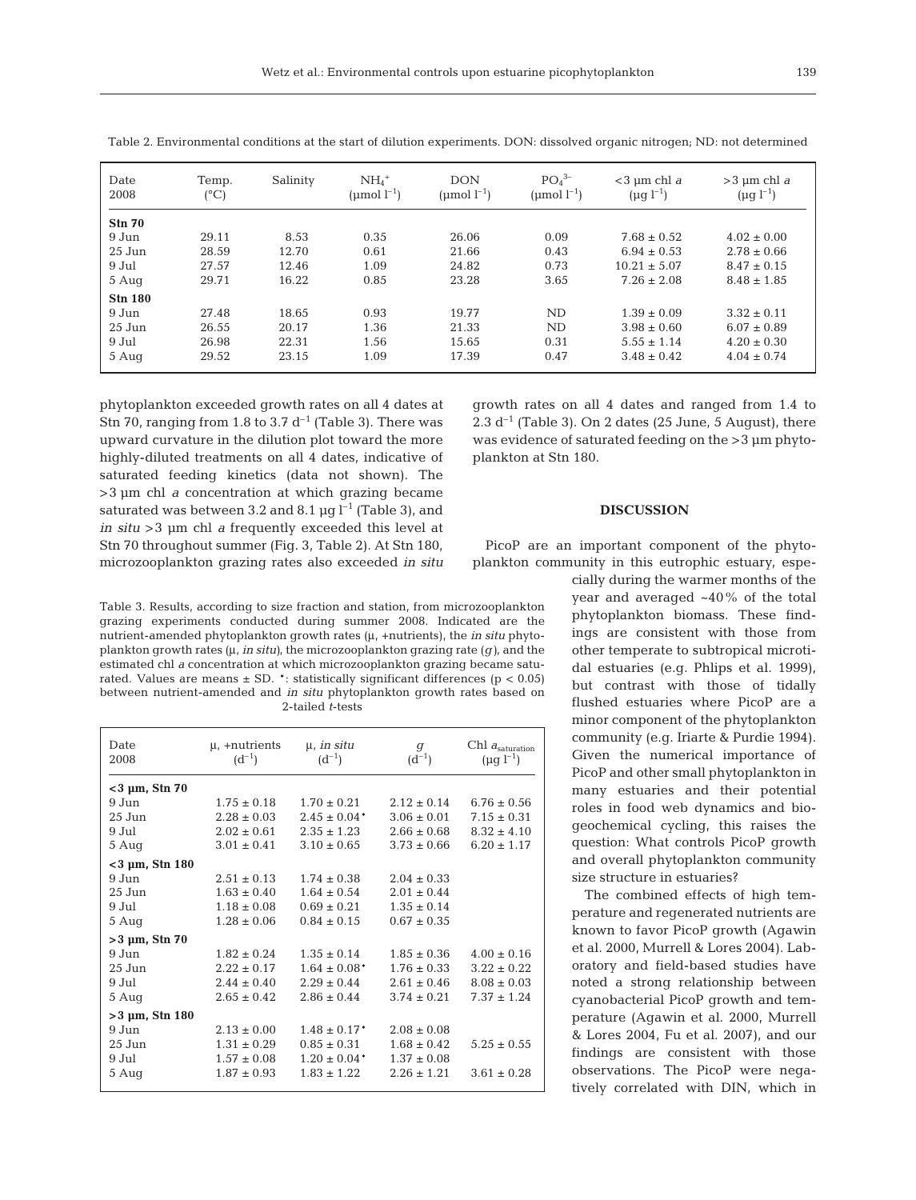Table 2. Environmental conditions at the start of dilution experiments. DON: dissolved organic nitrogen; ND: not determined

| Date 2008 | Temp. (°C) | Salinity | $NH_4^+$ (µmol $l^{-1}$) | DON (µmol $l^{-1}$) | $PO_4^{3-}$ (µmol $l^{-1}$) | <3 µm chl *a* (µg $l^{-1}$) | >3 µm chl *a* (µg $l^{-1}$) |
|---|---|---|---|---|---|---|---|
| **Stn 70** | | | | | | | |
| 9 Jun | 29.11 | 8.53 | 0.35 | 26.06 | 0.09 | 7.68 ± 0.52 | 4.02 ± 0.00 |
| 25 Jun | 28.59 | 12.70 | 0.61 | 21.66 | 0.43 | 6.94 ± 0.53 | 2.78 ± 0.66 |
| 9 Jul | 27.57 | 12.46 | 1.09 | 24.82 | 0.73 | 10.21 ± 5.07 | 8.47 ± 0.15 |
| 5 Aug | 29.71 | 16.22 | 0.85 | 23.28 | 3.65 | 7.26 ± 2.08 | 8.48 ± 1.85 |
| **Stn 180** | | | | | | | |
| 9 Jun | 27.48 | 18.65 | 0.93 | 19.77 | ND | 1.39 ± 0.09 | 3.32 ± 0.11 |
| 25 Jun | 26.55 | 20.17 | 1.36 | 21.33 | ND | 3.98 ± 0.60 | 6.07 ± 0.89 |
| 9 Jul | 26.98 | 22.31 | 1.56 | 15.65 | 0.31 | 5.55 ± 1.14 | 4.20 ± 0.30 |
| 5 Aug | 29.52 | 23.15 | 1.09 | 17.39 | 0.47 | 3.48 ± 0.42 | 4.04 ± 0.74 |

phytoplankton exceeded growth rates on all 4 dates at Stn 70, ranging from 1.8 to 3.7 $d^{-1}$ (Table 3). There was upward curvature in the dilution plot toward the more highly-diluted treatments on all 4 dates, indicative of saturated feeding kinetics (data not shown). The >3 µm chl *a* concentration at which grazing became saturated was between 3.2 and 8.1 µg $l^{-1}$ (Table 3), and *in situ* >3 µm chl *a* frequently exceeded this level at Stn 70 throughout summer (Fig. 3, Table 2). At Stn 180, microzooplankton grazing rates also exceeded *in situ* growth rates on all 4 dates and ranged from 1.4 to 2.3 $d^{-1}$ (Table 3). On 2 dates (25 June, 5 August), there was evidence of saturated feeding on the >3 µm phytoplankton at Stn 180.

Table 3. Results, according to size fraction and station, from microzooplankton grazing experiments conducted during summer 2008. Indicated are the nutrient-amended phytoplankton growth rates (µ, +nutrients), the *in situ* phytoplankton growth rates (µ, *in situ*), the microzooplankton grazing rate (*g*), and the estimated chl *a* concentration at which microzooplankton grazing became saturated. Values are means ± SD. *: statistically significant differences ($p < 0.05$) between nutrient-amended and *in situ* phytoplankton growth rates based on 2-tailed *t*-tests

| Date 2008 | µ, +nutrients ($d^{-1}$) | µ, *in situ* ($d^{-1}$) | *g* ($d^{-1}$) | Chl $a_{saturation}$ (µg $l^{-1}$) |
|---|---|---|---|---|
| **<3 µm, Stn 70** | | | | |
| 9 Jun | 1.75 ± 0.18 | 1.70 ± 0.21 | 2.12 ± 0.14 | 6.76 ± 0.56 |
| 25 Jun | 2.28 ± 0.03 | 2.45 ± 0.04* | 3.06 ± 0.01 | 7.15 ± 0.31 |
| 9 Jul | 2.02 ± 0.61 | 2.35 ± 1.23 | 2.66 ± 0.68 | 8.32 ± 4.10 |
| 5 Aug | 3.01 ± 0.41 | 3.10 ± 0.65 | 3.73 ± 0.66 | 6.20 ± 1.17 |
| **<3 µm, Stn 180** | | | | |
| 9 Jun | 2.51 ± 0.13 | 1.74 ± 0.38 | 2.04 ± 0.33 | |
| 25 Jun | 1.63 ± 0.40 | 1.64 ± 0.54 | 2.01 ± 0.44 | |
| 9 Jul | 1.18 ± 0.08 | 0.69 ± 0.21 | 1.35 ± 0.14 | |
| 5 Aug | 1.28 ± 0.06 | 0.84 ± 0.15 | 0.67 ± 0.35 | |
| **>3 µm, Stn 70** | | | | |
| 9 Jun | 1.82 ± 0.24 | 1.35 ± 0.14 | 1.85 ± 0.36 | 4.00 ± 0.16 |
| 25 Jun | 2.22 ± 0.17 | 1.64 ± 0.08* | 1.76 ± 0.33 | 3.22 ± 0.22 |
| 9 Jul | 2.44 ± 0.40 | 2.29 ± 0.44 | 2.61 ± 0.46 | 8.08 ± 0.03 |
| 5 Aug | 2.65 ± 0.42 | 2.86 ± 0.44 | 3.74 ± 0.21 | 7.37 ± 1.24 |
| **>3 µm, Stn 180** | | | | |
| 9 Jun | 2.13 ± 0.00 | 1.48 ± 0.17* | 2.08 ± 0.08 | |
| 25 Jun | 1.31 ± 0.29 | 0.85 ± 0.31 | 1.68 ± 0.42 | 5.25 ± 0.55 |
| 9 Jul | 1.57 ± 0.08 | 1.20 ± 0.04* | 1.37 ± 0.08 | |
| 5 Aug | 1.87 ± 0.93 | 1.83 ± 1.22 | 2.26 ± 1.21 | 3.61 ± 0.28 |

## DISCUSSION

PicoP are an important component of the phytoplankton community in this eutrophic estuary, especially during the warmer months of the year and averaged ~40% of the total phytoplankton biomass. These findings are consistent with those from other temperate to subtropical microtidal estuaries (e.g. Phlips et al. 1999), but contrast with those of tidally flushed estuaries where PicoP are a minor component of the phytoplankton community (e.g. Iriarte & Purdie 1994). Given the numerical importance of PicoP and other small phytoplankton in many estuaries and their potential roles in food web dynamics and biogeochemical cycling, this raises the question: What controls PicoP growth and overall phytoplankton community size structure in estuaries?

The combined effects of high temperature and regenerated nutrients are known to favor PicoP growth (Agawin et al. 2000, Murrell & Lores 2004). Laboratory and field-based studies have noted a strong relationship between cyanobacterial PicoP growth and temperature (Agawin et al. 2000, Murrell & Lores 2004, Fu et al. 2007), and our findings are consistent with those observations. The PicoP were negatively correlated with DIN, which in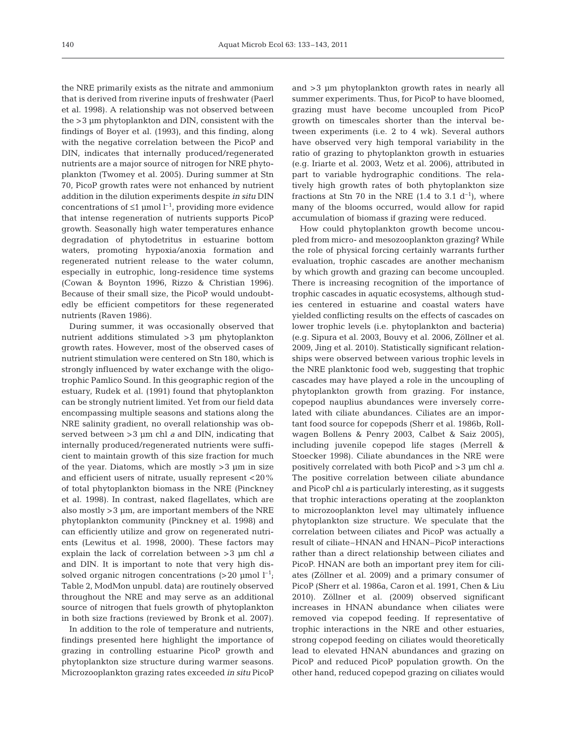the NRE primarily exists as the nitrate and ammonium that is derived from riverine inputs of freshwater (Paerl et al. 1998). A relationship was not observed between the >3 µm phytoplankton and DIN, consistent with the findings of Boyer et al. (1993), and this finding, along with the negative correlation between the PicoP and DIN, indicates that internally produced/regenerated nutrients are a major source of nitrogen for NRE phytoplankton (Twomey et al. 2005). During summer at Stn 70, PicoP growth rates were not enhanced by nutrient addition in the dilution experiments despite *in situ* DIN concentrations of ≤1 µmol $l^{-1}$, providing more evidence that intense regeneration of nutrients supports PicoP growth. Seasonally high water temperatures enhance degradation of phytodetritus in estuarine bottom waters, promoting hypoxia/anoxia formation and regenerated nutrient release to the water column, especially in eutrophic, long-residence time systems (Cowan & Boynton 1996, Rizzo & Christian 1996). Because of their small size, the PicoP would undoubtedly be efficient competitors for these regenerated nutrients (Raven 1986).

During summer, it was occasionally observed that nutrient additions stimulated >3 µm phytoplankton growth rates. However, most of the observed cases of nutrient stimulation were centered on Stn 180, which is strongly influenced by water exchange with the oligotrophic Pamlico Sound. In this geographic region of the estuary, Rudek et al. (1991) found that phytoplankton can be strongly nutrient limited. Yet from our field data encompassing multiple seasons and stations along the NRE salinity gradient, no overall relationship was observed between >3 µm chl *a* and DIN, indicating that internally produced/regenerated nutrients were sufficient to maintain growth of this size fraction for much of the year. Diatoms, which are mostly >3 µm in size and efficient users of nitrate, usually represent <20% of total phytoplankton biomass in the NRE (Pinckney et al. 1998). In contrast, naked flagellates, which are also mostly >3 µm, are important members of the NRE phytoplankton community (Pinckney et al. 1998) and can efficiently utilize and grow on regenerated nutrients (Lewitus et al. 1998, 2000). These factors may explain the lack of correlation between >3 µm chl *a* and DIN. It is important to note that very high dissolved organic nitrogen concentrations (>20 µmol $l^{-1}$; Table 2, ModMon unpubl. data) are routinely observed throughout the NRE and may serve as an additional source of nitrogen that fuels growth of phytoplankton in both size fractions (reviewed by Bronk et al. 2007).

In addition to the role of temperature and nutrients, findings presented here highlight the importance of grazing in controlling estuarine PicoP growth and phytoplankton size structure during warmer seasons. Microzooplankton grazing rates exceeded *in situ* PicoP and >3 µm phytoplankton growth rates in nearly all summer experiments. Thus, for PicoP to have bloomed, grazing must have become uncoupled from PicoP growth on timescales shorter than the interval between experiments (i.e. 2 to 4 wk). Several authors have observed very high temporal variability in the ratio of grazing to phytoplankton growth in estuaries (e.g. Iriarte et al. 2003, Wetz et al. 2006), attributed in part to variable hydrographic conditions. The relatively high growth rates of both phytoplankton size fractions at Stn 70 in the NRE (1.4 to 3.1 $d^{-1}$), where many of the blooms occurred, would allow for rapid accumulation of biomass if grazing were reduced.

How could phytoplankton growth become uncoupled from micro- and mesozooplankton grazing? While the role of physical forcing certainly warrants further evaluation, trophic cascades are another mechanism by which growth and grazing can become uncoupled. There is increasing recognition of the importance of trophic cascades in aquatic ecosystems, although studies centered in estuarine and coastal waters have yielded conflicting results on the effects of cascades on lower trophic levels (i.e. phytoplankton and bacteria) (e.g. Sipura et al. 2003, Bouvy et al. 2006, Zöllner et al. 2009, Jing et al. 2010). Statistically significant relationships were observed between various trophic levels in the NRE planktonic food web, suggesting that trophic cascades may have played a role in the uncoupling of phytoplankton growth from grazing. For instance, copepod nauplius abundances were inversely correlated with ciliate abundances. Ciliates are an important food source for copepods (Sherr et al. 1986b, Rollwagen Bollens & Penry 2003, Calbet & Saiz 2005), including juvenile copepod life stages (Merrell & Stoecker 1998). Ciliate abundances in the NRE were positively correlated with both PicoP and >3 µm chl *a*. The positive correlation between ciliate abundance and PicoP chl *a* is particularly interesting, as it suggests that trophic interactions operating at the zooplankton to microzooplankton level may ultimately influence phytoplankton size structure. We speculate that the correlation between ciliates and PicoP was actually a result of ciliate–HNAN and HNAN–PicoP interactions rather than a direct relationship between ciliates and PicoP. HNAN are both an important prey item for ciliates (Zöllner et al. 2009) and a primary consumer of PicoP (Sherr et al. 1986a, Caron et al. 1991, Chen & Liu 2010). Zöllner et al. (2009) observed significant increases in HNAN abundance when ciliates were removed via copepod feeding. If representative of trophic interactions in the NRE and other estuaries, strong copepod feeding on ciliates would theoretically lead to elevated HNAN abundances and grazing on PicoP and reduced PicoP population growth. On the other hand, reduced copepod grazing on ciliates would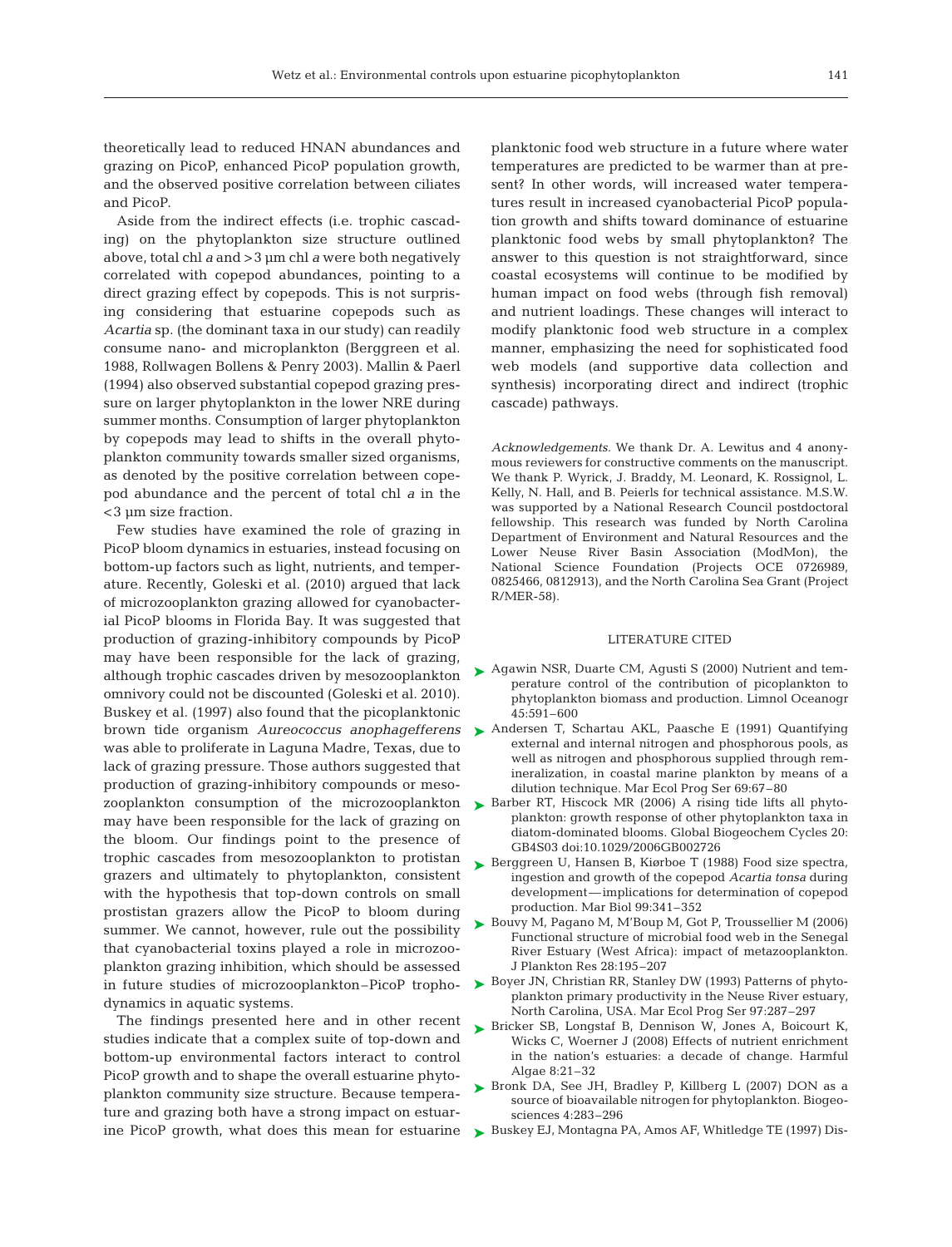theoretically lead to reduced HNAN abundances and grazing on PicoP, enhanced PicoP population growth, and the observed positive correlation between ciliates and PicoP.

Aside from the indirect effects (i.e. trophic cascading) on the phytoplankton size structure outlined above, total chl *a* and >3 µm chl *a* were both negatively correlated with copepod abundances, pointing to a direct grazing effect by copepods. This is not surprising considering that estuarine copepods such as *Acartia* sp. (the dominant taxa in our study) can readily consume nano- and microplankton (Berggreen et al. 1988, Rollwagen Bollens & Penry 2003). Mallin & Paerl (1994) also observed substantial copepod grazing pressure on larger phytoplankton in the lower NRE during summer months. Consumption of larger phytoplankton by copepods may lead to shifts in the overall phytoplankton community towards smaller sized organisms, as denoted by the positive correlation between copepod abundance and the percent of total chl *a* in the <3 µm size fraction.

Few studies have examined the role of grazing in PicoP bloom dynamics in estuaries, instead focusing on bottom-up factors such as light, nutrients, and temperature. Recently, Goleski et al. (2010) argued that lack of microzooplankton grazing allowed for cyanobacterial PicoP blooms in Florida Bay. It was suggested that production of grazing-inhibitory compounds by PicoP may have been responsible for the lack of grazing, although trophic cascades driven by mesozooplankton omnivory could not be discounted (Goleski et al. 2010). Buskey et al. (1997) also found that the picoplanktonic brown tide organism *Aureococcus anophagefferens* was able to proliferate in Laguna Madre, Texas, due to lack of grazing pressure. Those authors suggested that production of grazing-inhibitory compounds or mesozooplankton consumption of the microzooplankton may have been responsible for the lack of grazing on the bloom. Our findings point to the presence of trophic cascades from mesozooplankton to protistan grazers and ultimately to phytoplankton, consistent with the hypothesis that top-down controls on small prostistan grazers allow the PicoP to bloom during summer. We cannot, however, rule out the possibility that cyanobacterial toxins played a role in microzooplankton grazing inhibition, which should be assessed in future studies of microzooplankton–PicoP trophodynamics in aquatic systems.

The findings presented here and in other recent studies indicate that a complex suite of top-down and bottom-up environmental factors interact to control PicoP growth and to shape the overall estuarine phytoplankton community size structure. Because temperature and grazing both have a strong impact on estuarine PicoP growth, what does this mean for estuarine planktonic food web structure in a future where water temperatures are predicted to be warmer than at present? In other words, will increased water temperatures result in increased cyanobacterial PicoP population growth and shifts toward dominance of estuarine planktonic food webs by small phytoplankton? The answer to this question is not straightforward, since coastal ecosystems will continue to be modified by human impact on food webs (through fish removal) and nutrient loadings. These changes will interact to modify planktonic food web structure in a complex manner, emphasizing the need for sophisticated food web models (and supportive data collection and synthesis) incorporating direct and indirect (trophic cascade) pathways.

*Acknowledgements.* We thank Dr. A. Lewitus and 4 anonymous reviewers for constructive comments on the manuscript. We thank P. Wyrick, J. Braddy, M. Leonard, K. Rossignol, L. Kelly, N. Hall, and B. Peierls for technical assistance. M.S.W. was supported by a National Research Council postdoctoral fellowship. This research was funded by North Carolina Department of Environment and Natural Resources and the Lower Neuse River Basin Association (ModMon), the National Science Foundation (Projects OCE 0726989, 0825466, 0812913), and the North Carolina Sea Grant (Project R/MER-58).

## LITERATURE CITED

- Agawin NSR, Duarte CM, Agusti S (2000) Nutrient and temperature control of the contribution of picoplankton to phytoplankton biomass and production. Limnol Oceanogr 45:591–600
- Andersen T, Schartau AKL, Paasche E (1991) Quantifying external and internal nitrogen and phosphorous pools, as well as nitrogen and phosphorous supplied through remineralization, in coastal marine plankton by means of a dilution technique. Mar Ecol Prog Ser 69:67–80
- Barber RT, Hiscock MR (2006) A rising tide lifts all phytoplankton: growth response of other phytoplankton taxa in diatom-dominated blooms. Global Biogeochem Cycles 20: GB4S03 doi:10.1029/2006GB002726
- Berggreen U, Hansen B, Kiørboe T (1988) Food size spectra, ingestion and growth of the copepod *Acartia tonsa* during development—implications for determination of copepod production. Mar Biol 99:341–352
- Bouvy M, Pagano M, M'Boup M, Got P, Troussellier M (2006) Functional structure of microbial food web in the Senegal River Estuary (West Africa): impact of metazooplankton. J Plankton Res 28:195–207
- Boyer JN, Christian RR, Stanley DW (1993) Patterns of phytoplankton primary productivity in the Neuse River estuary, North Carolina, USA. Mar Ecol Prog Ser 97:287–297
- Bricker SB, Longstaf B, Dennison W, Jones A, Boicourt K, Wicks C, Woerner J (2008) Effects of nutrient enrichment in the nation's estuaries: a decade of change. Harmful Algae 8:21–32
- Bronk DA, See JH, Bradley P, Killberg L (2007) DON as a source of bioavailable nitrogen for phytoplankton. Biogeosciences 4:283–296
- Buskey EJ, Montagna PA, Amos AF, Whitledge TE (1997) Dis-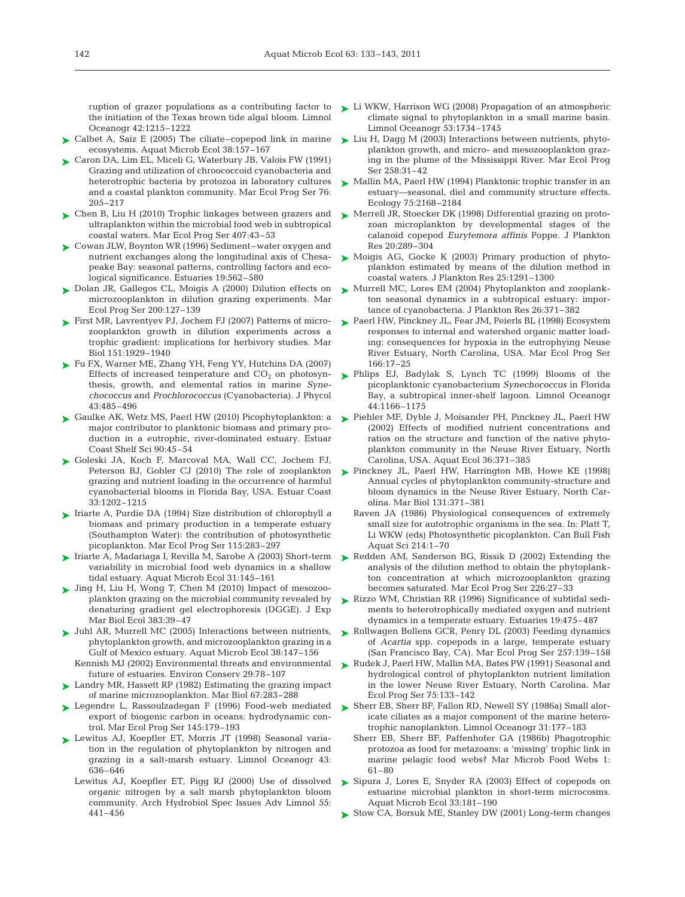ruption of grazer populations as a contributing factor to the initiation of the Texas brown tide algal bloom. Limnol Oceanogr 42:1215–1222

Calbet A, Saiz E (2005) The ciliate–copepod link in marine ecosystems. Aquat Microb Ecol 38:157–167

Caron DA, Lim EL, Miceli G, Waterbury JB, Valois FW (1991) Grazing and utilization of chroococcoid cyanobacteria and heterotrophic bacteria by protozoa in laboratory cultures and a coastal plankton community. Mar Ecol Prog Ser 76: 205–217

Chen B, Liu H (2010) Trophic linkages between grazers and ultraplankton within the microbial food web in subtropical coastal waters. Mar Ecol Prog Ser 407:43–53

Cowan JLW, Boynton WR (1996) Sediment–water oxygen and nutrient exchanges along the longitudinal axis of Chesapeake Bay: seasonal patterns, controlling factors and ecological significance. Estuaries 19:562–580

Dolan JR, Gallegos CL, Moigis A (2000) Dilution effects on microzooplankton in dilution grazing experiments. Mar Ecol Prog Ser 200:127–139

First MR, Lavrentyev PJ, Jochem FJ (2007) Patterns of microzooplankton growth in dilution experiments across a trophic gradient: implications for herbivory studies. Mar Biol 151:1929–1940

Fu FX, Warner ME, Zhang YH, Feng YY, Hutchins DA (2007) Effects of increased temperature and $CO_2$ on photosynthesis, growth, and elemental ratios in marine *Synechococcus* and *Prochlorococcus* (Cyanobacteria). J Phycol 43:485–496

Gaulke AK, Wetz MS, Paerl HW (2010) Picophytoplankton: a major contributor to planktonic biomass and primary production in a eutrophic, river-dominated estuary. Estuar Coast Shelf Sci 90:45–54

Goleski JA, Koch F, Marcoval MA, Wall CC, Jochem FJ, Peterson BJ, Gobler CJ (2010) The role of zooplankton grazing and nutrient loading in the occurrence of harmful cyanobacterial blooms in Florida Bay, USA. Estuar Coast 33:1202–1215

Iriarte A, Purdie DA (1994) Size distribution of chlorophyll *a* biomass and primary production in a temperate estuary (Southampton Water): the contribution of photosynthetic picoplankton. Mar Ecol Prog Ser 115:283–297

Iriarte A, Madariaga I, Revilla M, Sarobe A (2003) Short-term variability in microbial food web dynamics in a shallow tidal estuary. Aquat Microb Ecol 31:145–161

Jing H, Liu H, Wong T, Chen M (2010) Impact of mesozooplankton grazing on the microbial community revealed by denaturing gradient gel electrophoresis (DGGE). J Exp Mar Biol Ecol 383:39–47

Juhl AR, Murrell MC (2005) Interactions between nutrients, phytoplankton growth, and microzooplankton grazing in a Gulf of Mexico estuary. Aquat Microb Ecol 38:147–156

Kennish MJ (2002) Environmental threats and environmental future of estuaries. Environ Conserv 29:78–107

Landry MR, Hassett RP (1982) Estimating the grazing impact of marine microzooplankton. Mar Biol 67:283–288

Legendre L, Rassoulzadegan F (1996) Food-web mediated export of biogenic carbon in oceans: hydrodynamic control. Mar Ecol Prog Ser 145:179–193

Lewitus AJ, Koepfler ET, Morris JT (1998) Seasonal variation in the regulation of phytoplankton by nitrogen and grazing in a salt-marsh estuary. Limnol Oceanogr 43: 636–646

Lewitus AJ, Koepfler ET, Pigg RJ (2000) Use of dissolved organic nitrogen by a salt marsh phytoplankton bloom community. Arch Hydrobiol Spec Issues Adv Limnol 55: 441–456

Li WKW, Harrison WG (2008) Propagation of an atmospheric climate signal to phytoplankton in a small marine basin. Limnol Oceanogr 53:1734–1745

Liu H, Dagg M (2003) Interactions between nutrients, phytoplankton growth, and micro- and mesozooplankton grazing in the plume of the Mississippi River. Mar Ecol Prog Ser 258:31–42

Mallin MA, Paerl HW (1994) Planktonic trophic transfer in an estuary—seasonal, diel and community structure effects. Ecology 75:2168–2184

Merrell JR, Stoecker DK (1998) Differential grazing on protozoan microplankton by developmental stages of the calanoid copepod *Eurytemora affinis* Poppe. J Plankton Res 20:289–304

Moigis AG, Gocke K (2003) Primary production of phytoplankton estimated by means of the dilution method in coastal waters. J Plankton Res 25:1291–1300

Murrell MC, Lores EM (2004) Phytoplankton and zooplankton seasonal dynamics in a subtropical estuary: importance of cyanobacteria. J Plankton Res 26:371–382

Paerl HW, Pinckney JL, Fear JM, Peierls BL (1998) Ecosystem responses to internal and watershed organic matter loading: consequences for hypoxia in the eutrophying Neuse River Estuary, North Carolina, USA. Mar Ecol Prog Ser 166:17–25

Phlips EJ, Badylak S, Lynch TC (1999) Blooms of the picoplanktonic cyanobacterium *Synechococcus* in Florida Bay, a subtropical inner-shelf lagoon. Limnol Oceanogr 44:1166–1175

Piehler MF, Dyble J, Moisander PH, Pinckney JL, Paerl HW (2002) Effects of modified nutrient concentrations and ratios on the structure and function of the native phytoplankton community in the Neuse River Estuary, North Carolina, USA. Aquat Ecol 36:371–385

Pinckney JL, Paerl HW, Harrington MB, Howe KE (1998) Annual cycles of phytoplankton community-structure and bloom dynamics in the Neuse River Estuary, North Carolina. Mar Biol 131:371–381

Raven JA (1986) Physiological consequences of extremely small size for autotrophic organisms in the sea. In: Platt T, Li WKW (eds) Photosynthetic picoplankton. Can Bull Fish Aquat Sci 214:1–70

Redden AM, Sanderson BG, Rissik D (2002) Extending the analysis of the dilution method to obtain the phytoplankton concentration at which microzooplankton grazing becomes saturated. Mar Ecol Prog Ser 226:27–33

Rizzo WM, Christian RR (1996) Significance of subtidal sediments to heterotrophically mediated oxygen and nutrient dynamics in a temperate estuary. Estuaries 19:475–487

Rollwagen Bollens GCR, Penry DL (2003) Feeding dynamics of *Acartia* spp. copepods in a large, temperate estuary (San Francisco Bay, CA). Mar Ecol Prog Ser 257:139–158

Rudek J, Paerl HW, Mallin MA, Bates PW (1991) Seasonal and hydrological control of phytoplankton nutrient limitation in the lower Neuse River Estuary, North Carolina. Mar Ecol Prog Ser 75:133–142

Sherr EB, Sherr BF, Fallon RD, Newell SY (1986a) Small aloricate ciliates as a major component of the marine heterotrophic nanoplankton. Limnol Oceanogr 31:177–183

Sherr EB, Sherr BF, Paffenhofer GA (1986b) Phagotrophic protozoa as food for metazoans: a 'missing' trophic link in marine pelagic food webs? Mar Microb Food Webs 1: 61–80

Sipura J, Lores E, Snyder RA (2003) Effect of copepods on estuarine microbial plankton in short-term microcosms. Aquat Microb Ecol 33:181–190

Stow CA, Borsuk ME, Stanley DW (2001) Long-term changes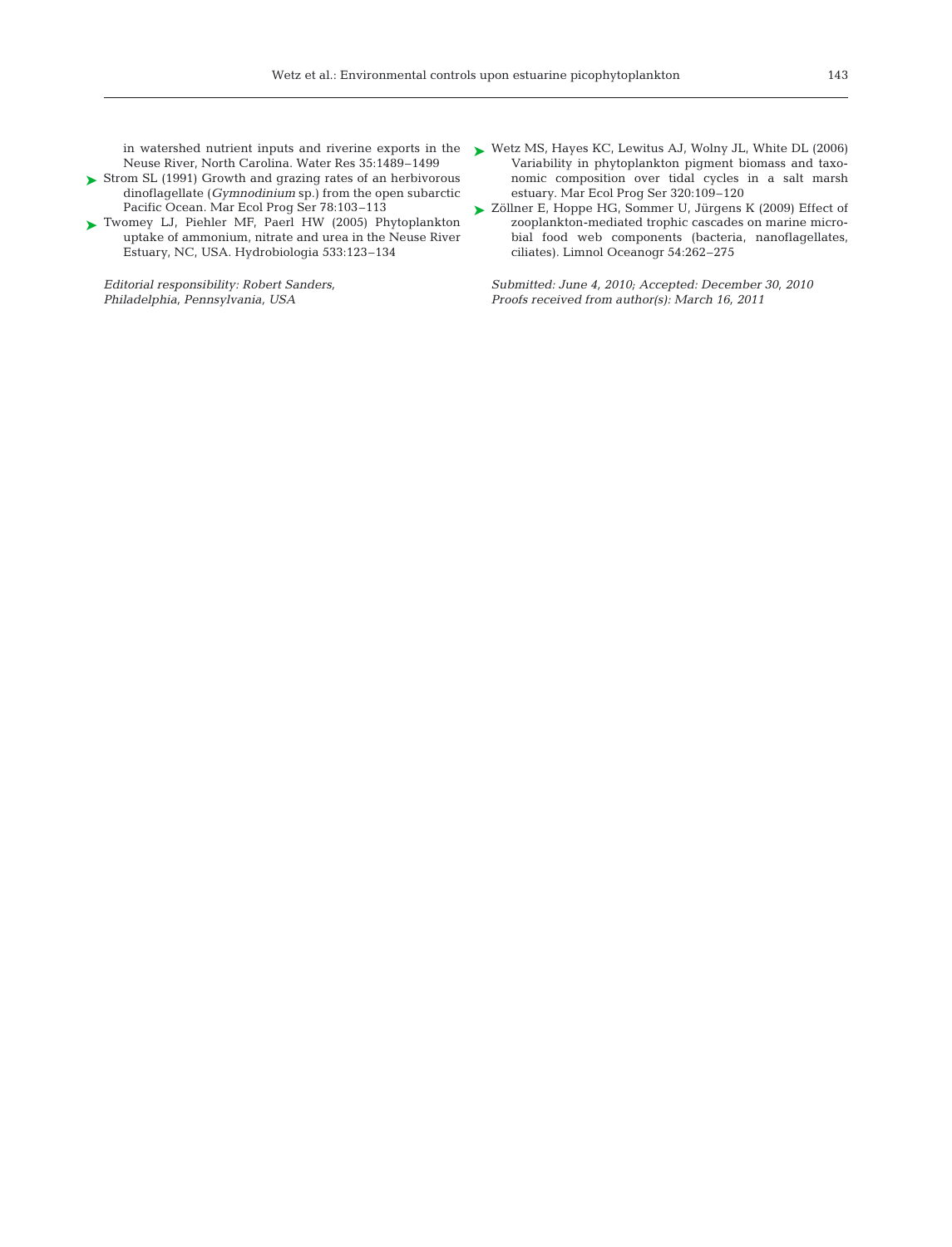in watershed nutrient inputs and riverine exports in the Neuse River, North Carolina. Water Res 35:1489–1499

Strom SL (1991) Growth and grazing rates of an herbivorous dinoflagellate (*Gymnodinium* sp.) from the open subarctic Pacific Ocean. Mar Ecol Prog Ser 78:103–113

Twomey LJ, Piehler MF, Paerl HW (2005) Phytoplankton uptake of ammonium, nitrate and urea in the Neuse River Estuary, NC, USA. Hydrobiologia 533:123–134

Wetz MS, Hayes KC, Lewitus AJ, Wolny JL, White DL (2006) Variability in phytoplankton pigment biomass and taxonomic composition over tidal cycles in a salt marsh estuary. Mar Ecol Prog Ser 320:109–120

Zöllner E, Hoppe HG, Sommer U, Jürgens K (2009) Effect of zooplankton-mediated trophic cascades on marine microbial food web components (bacteria, nanoflagellates, ciliates). Limnol Oceanogr 54:262–275

*Editorial responsibility: Robert Sanders, Philadelphia, Pennsylvania, USA*

*Submitted: June 4, 2010; Accepted: December 30, 2010*
*Proofs received from author(s): March 16, 2011*